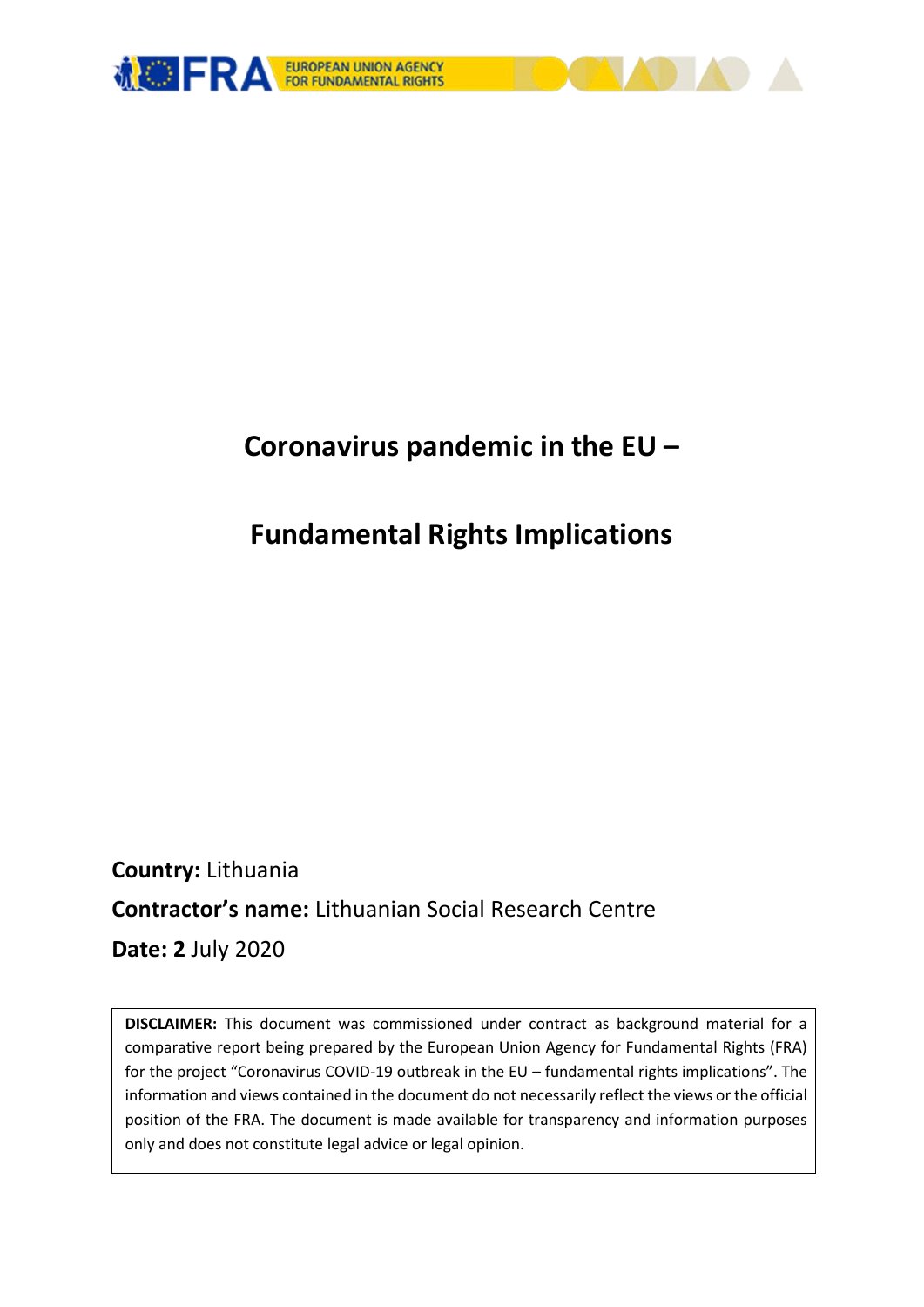EUROPEAN UNION AGENCY FOR FUNDAMENTAL RIGHTS

# Coronavirus pandemic in the EU –

# Fundamental Rights Implications

**Country:** Lithuania

**Contractor's name:** Lithuanian Social Research Centre

**Date: 2** July 2020

**DISCLAIMER:** This document was commissioned under contract as background material for a comparative report being prepared by the European Union Agency for Fundamental Rights (FRA) for the project "Coronavirus COVID-19 outbreak in the EU – fundamental rights implications". The information and views contained in the document do not necessarily reflect the views or the official position of the FRA. The document is made available for transparency and information purposes only and does not constitute legal advice or legal opinion.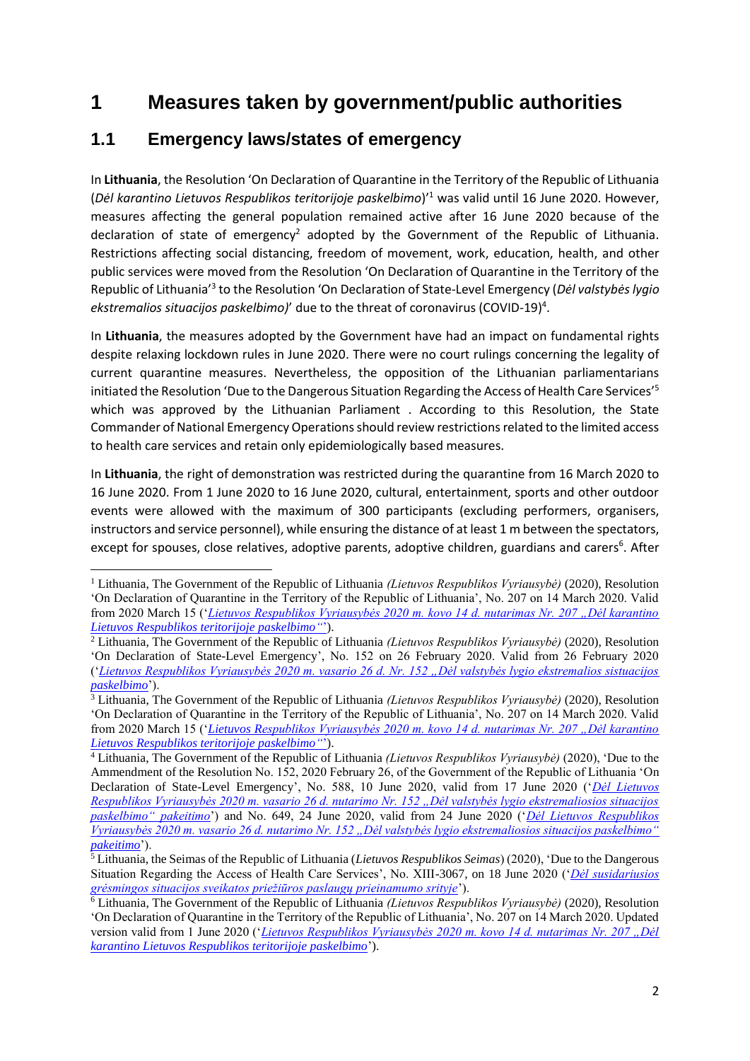# 1 Measures taken by government/public authorities

## 1.1 Emergency laws/states of emergency

In **Lithuania**, the Resolution 'On Declaration of Quarantine in the Territory of the Republic of Lithuania (*Dėl karantino Lietuvos Respublikos teritorijoje paskelbimo*)'[1] was valid until 16 June 2020. However, measures affecting the general population remained active after 16 June 2020 because of the declaration of state of emergency[2] adopted by the Government of the Republic of Lithuania. Restrictions affecting social distancing, freedom of movement, work, education, health, and other public services were moved from the Resolution 'On Declaration of Quarantine in the Territory of the Republic of Lithuania'[3] to the Resolution 'On Declaration of State-Level Emergency (*Dėl valstybės lygio ekstremalios situacijos paskelbimo)*' due to the threat of coronavirus (COVID-19)[4].

In **Lithuania**, the measures adopted by the Government have had an impact on fundamental rights despite relaxing lockdown rules in June 2020. There were no court rulings concerning the legality of current quarantine measures. Nevertheless, the opposition of the Lithuanian parliamentarians initiated the Resolution 'Due to the Dangerous Situation Regarding the Access of Health Care Services'[5] which was approved by the Lithuanian Parliament . According to this Resolution, the State Commander of National Emergency Operations should review restrictions related to the limited access to health care services and retain only epidemiologically based measures.

In **Lithuania**, the right of demonstration was restricted during the quarantine from 16 March 2020 to 16 June 2020. From 1 June 2020 to 16 June 2020, cultural, entertainment, sports and other outdoor events were allowed with the maximum of 300 participants (excluding performers, organisers, instructors and service personnel), while ensuring the distance of at least 1 m between the spectators, except for spouses, close relatives, adoptive parents, adoptive children, guardians and carers[6]. After

---

[1] Lithuania, The Government of the Republic of Lithuania *(Lietuvos Respublikos Vyriausybė)* (2020), Resolution 'On Declaration of Quarantine in the Territory of the Republic of Lithuania', No. 207 on 14 March 2020. Valid from 2020 March 15 ('*Lietuvos Respublikos Vyriausybės 2020 m. kovo 14 d. nutarimas Nr. 207 „Dėl karantino Lietuvos Respublikos teritorijoje paskelbimo"*').

[2] Lithuania, The Government of the Republic of Lithuania *(Lietuvos Respublikos Vyriausybė)* (2020), Resolution 'On Declaration of State-Level Emergency', No. 152 on 26 February 2020. Valid from 26 February 2020 ('*Lietuvos Respublikos Vyriausybės 2020 m. vasario 26 d. Nr. 152 „Dėl valstybės lygio ekstremalios sistuacijos paskelbimo*').

[3] Lithuania, The Government of the Republic of Lithuania *(Lietuvos Respublikos Vyriausybė)* (2020), Resolution 'On Declaration of Quarantine in the Territory of the Republic of Lithuania', No. 207 on 14 March 2020. Valid from 2020 March 15 ('*Lietuvos Respublikos Vyriausybės 2020 m. kovo 14 d. nutarimas Nr. 207 „Dėl karantino Lietuvos Respublikos teritorijoje paskelbimo"*').

[4] Lithuania, The Government of the Republic of Lithuania *(Lietuvos Respublikos Vyriausybė)* (2020), 'Due to the Ammendment of the Resolution No. 152, 2020 February 26, of the Government of the Republic of Lithuania 'On Declaration of State-Level Emergency', No. 588, 10 June 2020, valid from 17 June 2020 ('*Dėl Lietuvos Respublikos Vyriausybės 2020 m. vasario 26 d. nutarimo Nr. 152 „Dėl valstybės lygio ekstremaliosios situacijos paskelbimo" pakeitimo*') and No. 649, 24 June 2020, valid from 24 June 2020 ('*Dėl Lietuvos Respublikos Vyriausybės 2020 m. vasario 26 d. nutarimo Nr. 152 „Dėl valstybės lygio ekstremaliosios situacijos paskelbimo" pakeitimo*').

[5] Lithuania, the Seimas of the Republic of Lithuania (*Lietuvos Respublikos Seimas*) (2020), 'Due to the Dangerous Situation Regarding the Access of Health Care Services', No. XIII-3067, on 18 June 2020 ('*Dėl susidariusios grėsmingos situacijos sveikatos priežiūros paslaugų prieinamumo srityje*').

[6] Lithuania, The Government of the Republic of Lithuania *(Lietuvos Respublikos Vyriausybė)* (2020), Resolution 'On Declaration of Quarantine in the Territory of the Republic of Lithuania', No. 207 on 14 March 2020. Updated version valid from 1 June 2020 ('*Lietuvos Respublikos Vyriausybės 2020 m. kovo 14 d. nutarimas Nr. 207 „Dėl karantino Lietuvos Respublikos teritorijoje paskelbimo*').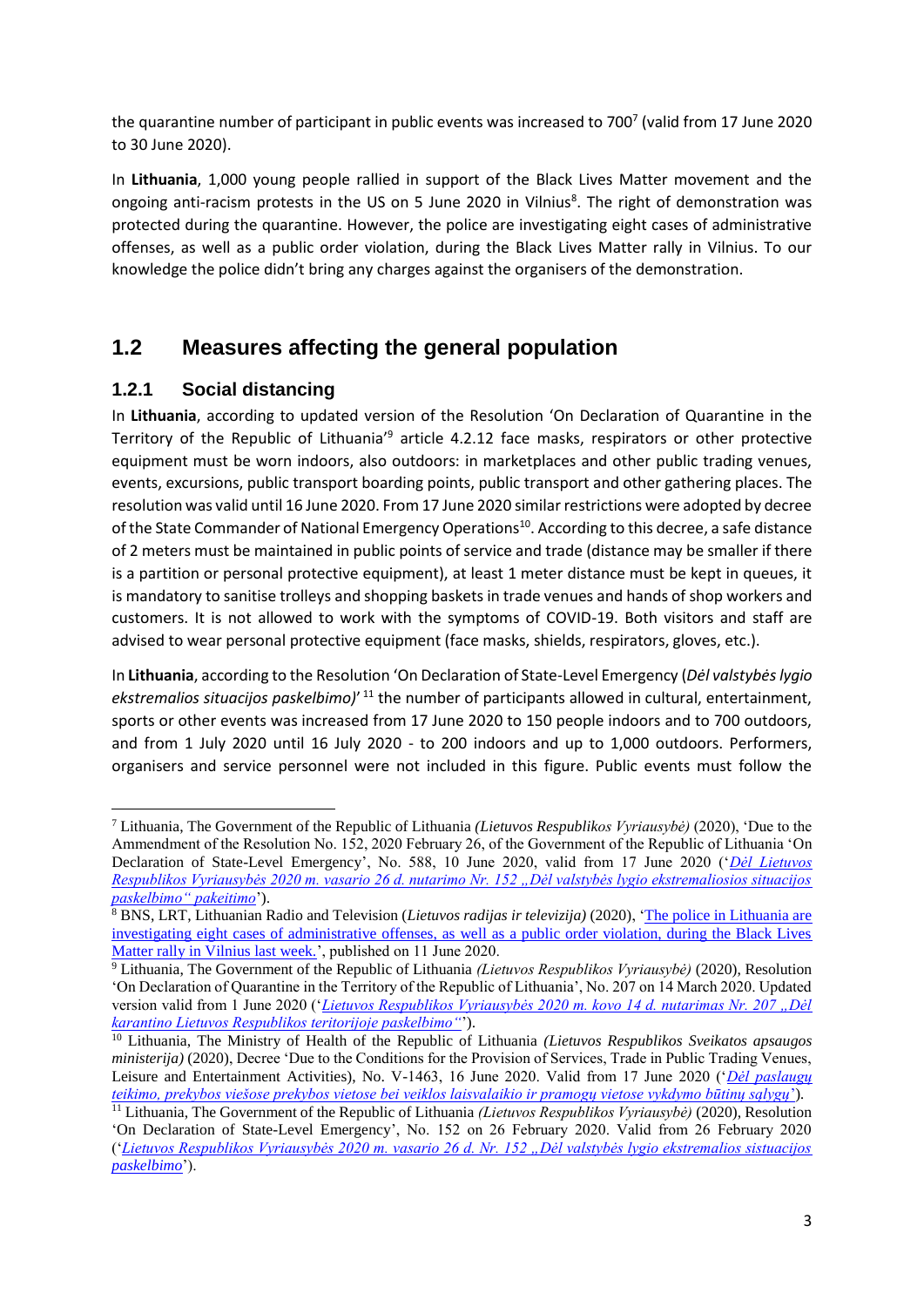the quarantine number of participant in public events was increased to 700[7] (valid from 17 June 2020 to 30 June 2020).

In **Lithuania**, 1,000 young people rallied in support of the Black Lives Matter movement and the ongoing anti-racism protests in the US on 5 June 2020 in Vilnius[8]. The right of demonstration was protected during the quarantine. However, the police are investigating eight cases of administrative offenses, as well as a public order violation, during the Black Lives Matter rally in Vilnius. To our knowledge the police didn't bring any charges against the organisers of the demonstration.

## 1.2 Measures affecting the general population

### 1.2.1 Social distancing

In **Lithuania**, according to updated version of the Resolution 'On Declaration of Quarantine in the Territory of the Republic of Lithuania'[9] article 4.2.12 face masks, respirators or other protective equipment must be worn indoors, also outdoors: in marketplaces and other public trading venues, events, excursions, public transport boarding points, public transport and other gathering places. The resolution was valid until 16 June 2020. From 17 June 2020 similar restrictions were adopted by decree of the State Commander of National Emergency Operations[10]. According to this decree, a safe distance of 2 meters must be maintained in public points of service and trade (distance may be smaller if there is a partition or personal protective equipment), at least 1 meter distance must be kept in queues, it is mandatory to sanitise trolleys and shopping baskets in trade venues and hands of shop workers and customers. It is not allowed to work with the symptoms of COVID-19. Both visitors and staff are advised to wear personal protective equipment (face masks, shields, respirators, gloves, etc.).

In **Lithuania**, according to the Resolution 'On Declaration of State-Level Emergency (*Dėl valstybės lygio ekstremalios situacijos paskelbimo*)'[11] the number of participants allowed in cultural, entertainment, sports or other events was increased from 17 June 2020 to 150 people indoors and to 700 outdoors, and from 1 July 2020 until 16 July 2020 - to 200 indoors and up to 1,000 outdoors. Performers, organisers and service personnel were not included in this figure. Public events must follow the

---

[7] Lithuania, The Government of the Republic of Lithuania *(Lietuvos Respublikos Vyriausybė)* (2020), 'Due to the Ammendment of the Resolution No. 152, 2020 February 26, of the Government of the Republic of Lithuania 'On Declaration of State-Level Emergency', No. 588, 10 June 2020, valid from 17 June 2020 ('*Dėl Lietuvos Respublikos Vyriausybės 2020 m. vasario 26 d. nutarimo Nr. 152 „Dėl valstybės lygio ekstremaliosios situacijos paskelbimo" pakeitimo*').

[8] BNS, LRT, Lithuanian Radio and Television (*Lietuvos radijas ir televizija)* (2020), 'The police in Lithuania are investigating eight cases of administrative offenses, as well as a public order violation, during the Black Lives Matter rally in Vilnius last week.', published on 11 June 2020.

[9] Lithuania, The Government of the Republic of Lithuania *(Lietuvos Respublikos Vyriausybė)* (2020), Resolution 'On Declaration of Quarantine in the Territory of the Republic of Lithuania', No. 207 on 14 March 2020. Updated version valid from 1 June 2020 ('*Lietuvos Respublikos Vyriausybės 2020 m. kovo 14 d. nutarimas Nr. 207 „Dėl karantino Lietuvos Respublikos teritorijoje paskelbimo"*').

[10] Lithuania, The Ministry of Health of the Republic of Lithuania *(Lietuvos Respublikos Sveikatos apsaugos ministerija)* (2020), Decree 'Due to the Conditions for the Provision of Services, Trade in Public Trading Venues, Leisure and Entertainment Activities), No. V-1463, 16 June 2020. Valid from 17 June 2020 ('*Dėl paslaugų teikimo, prekybos viešose prekybos vietose bei veiklos laisvalaikio ir pramogų vietose vykdymo būtinų sąlygų*').

[11] Lithuania, The Government of the Republic of Lithuania *(Lietuvos Respublikos Vyriausybė)* (2020), Resolution 'On Declaration of State-Level Emergency', No. 152 on 26 February 2020. Valid from 26 February 2020 ('*Lietuvos Respublikos Vyriausybės 2020 m. vasario 26 d. Nr. 152 „Dėl valstybės lygio ekstremalios sistuacijos paskelbimo*').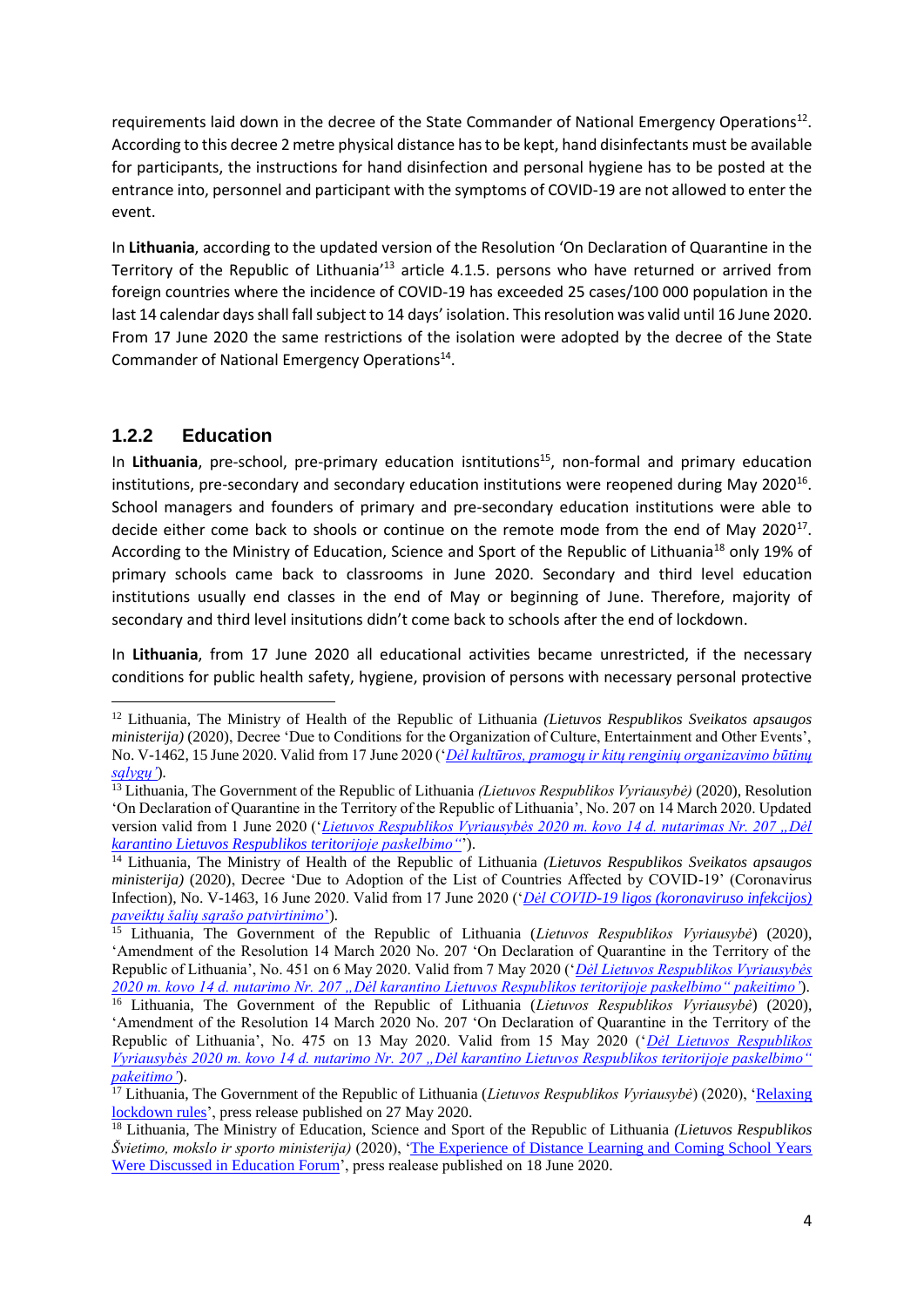requirements laid down in the decree of the State Commander of National Emergency Operations[12]. According to this decree 2 metre physical distance has to be kept, hand disinfectants must be available for participants, the instructions for hand disinfection and personal hygiene has to be posted at the entrance into, personnel and participant with the symptoms of COVID-19 are not allowed to enter the event.

In **Lithuania**, according to the updated version of the Resolution 'On Declaration of Quarantine in the Territory of the Republic of Lithuania'[13] article 4.1.5. persons who have returned or arrived from foreign countries where the incidence of COVID-19 has exceeded 25 cases/100 000 population in the last 14 calendar days shall fall subject to 14 days' isolation. This resolution was valid until 16 June 2020. From 17 June 2020 the same restrictions of the isolation were adopted by the decree of the State Commander of National Emergency Operations[14].

### 1.2.2 Education

In **Lithuania**, pre-school, pre-primary education isntitutions[15], non-formal and primary education institutions, pre-secondary and secondary education institutions were reopened during May 2020[16]. School managers and founders of primary and pre-secondary education institutions were able to decide either come back to shools or continue on the remote mode from the end of May 2020[17]. According to the Ministry of Education, Science and Sport of the Republic of Lithuania[18] only 19% of primary schools came back to classrooms in June 2020. Secondary and third level education institutions usually end classes in the end of May or beginning of June. Therefore, majority of secondary and third level insitutions didn't come back to schools after the end of lockdown.

In **Lithuania**, from 17 June 2020 all educational activities became unrestricted, if the necessary conditions for public health safety, hygiene, provision of persons with necessary personal protective

---

[12] Lithuania, The Ministry of Health of the Republic of Lithuania *(Lietuvos Respublikos Sveikatos apsaugos ministerija)* (2020), Decree 'Due to Conditions for the Organization of Culture, Entertainment and Other Events', No. V-1462, 15 June 2020. Valid from 17 June 2020 ('*Dėl kultūros, pramogų ir kitų renginių organizavimo būtinų sąlygų*').

[13] Lithuania, The Government of the Republic of Lithuania *(Lietuvos Respublikos Vyriausybė)* (2020), Resolution 'On Declaration of Quarantine in the Territory of the Republic of Lithuania', No. 207 on 14 March 2020. Updated version valid from 1 June 2020 ('*Lietuvos Respublikos Vyriausybės 2020 m. kovo 14 d. nutarimas Nr. 207 „Dėl karantino Lietuvos Respublikos teritorijoje paskelbimo"*').

[14] Lithuania, The Ministry of Health of the Republic of Lithuania *(Lietuvos Respublikos Sveikatos apsaugos ministerija)* (2020), Decree 'Due to Adoption of the List of Countries Affected by COVID-19' (Coronavirus Infection), No. V-1463, 16 June 2020. Valid from 17 June 2020 ('*Dėl COVID-19 ligos (koronaviruso infekcijos) paveiktų šalių sąrašo patvirtinimo*').

[15] Lithuania, The Government of the Republic of Lithuania (*Lietuvos Respublikos Vyriausybė*) (2020), 'Amendment of the Resolution 14 March 2020 No. 207 'On Declaration of Quarantine in the Territory of the Republic of Lithuania', No. 451 on 6 May 2020. Valid from 7 May 2020 ('*Dėl Lietuvos Respublikos Vyriausybės 2020 m. kovo 14 d. nutarimo Nr. 207 „Dėl karantino Lietuvos Respublikos teritorijoje paskelbimo" pakeitimo*').

[16] Lithuania, The Government of the Republic of Lithuania (*Lietuvos Respublikos Vyriausybė*) (2020), 'Amendment of the Resolution 14 March 2020 No. 207 'On Declaration of Quarantine in the Territory of the Republic of Lithuania', No. 475 on 13 May 2020. Valid from 15 May 2020 ('*Dėl Lietuvos Respublikos Vyriausybės 2020 m. kovo 14 d. nutarimo Nr. 207 „Dėl karantino Lietuvos Respublikos teritorijoje paskelbimo" pakeitimo*').

[17] Lithuania, The Government of the Republic of Lithuania (*Lietuvos Respublikos Vyriausybė*) (2020), 'Relaxing lockdown rules', press release published on 27 May 2020.

[18] Lithuania, The Ministry of Education, Science and Sport of the Republic of Lithuania *(Lietuvos Respublikos Švietimo, mokslo ir sporto ministerija)* (2020), 'The Experience of Distance Learning and Coming School Years Were Discussed in Education Forum', press realease published on 18 June 2020.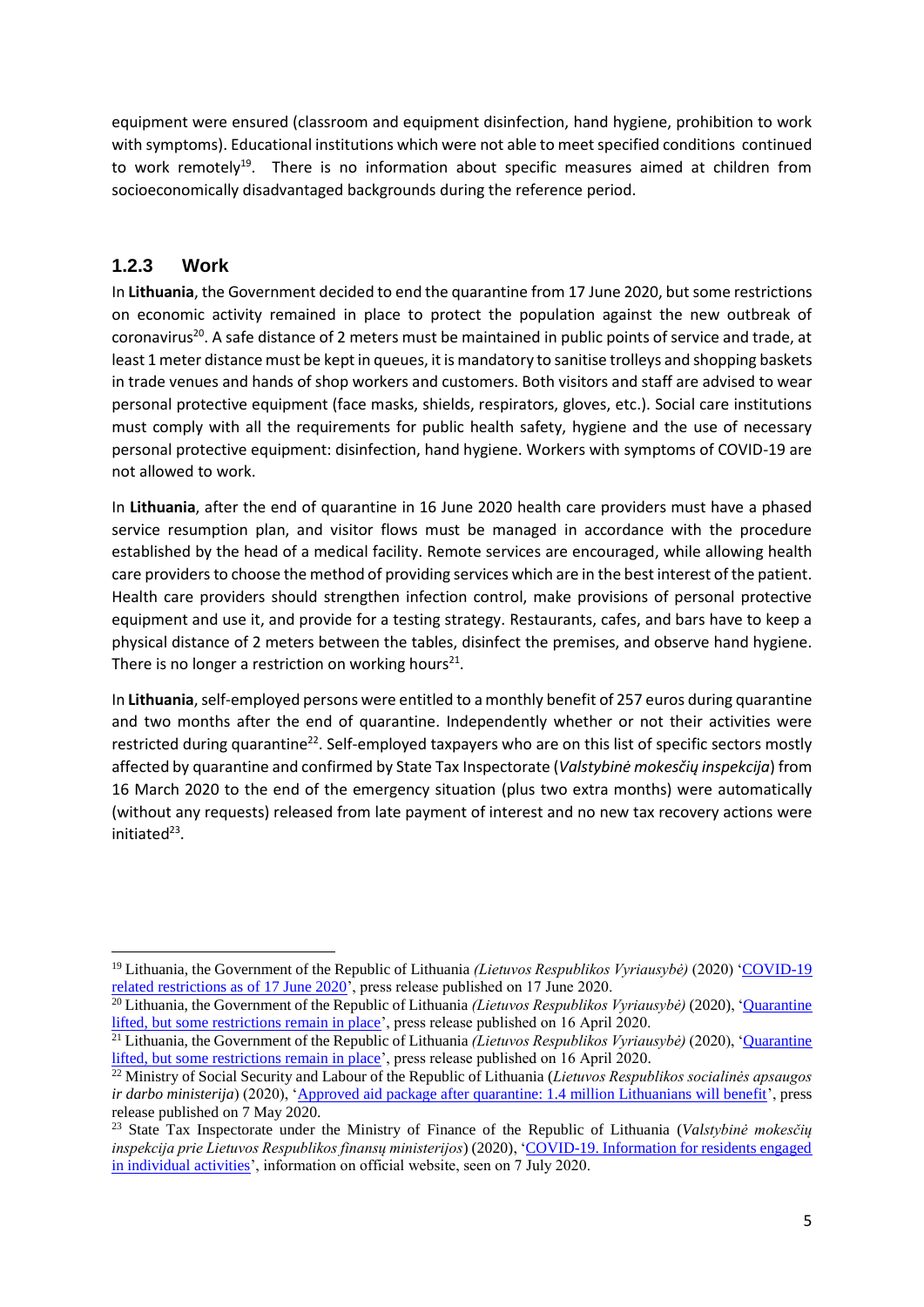equipment were ensured (classroom and equipment disinfection, hand hygiene, prohibition to work with symptoms). Educational institutions which were not able to meet specified conditions continued to work remotely[19]. There is no information about specific measures aimed at children from socioeconomically disadvantaged backgrounds during the reference period.

### 1.2.3 Work

In **Lithuania**, the Government decided to end the quarantine from 17 June 2020, but some restrictions on economic activity remained in place to protect the population against the new outbreak of coronavirus[20]. A safe distance of 2 meters must be maintained in public points of service and trade, at least 1 meter distance must be kept in queues, it is mandatory to sanitise trolleys and shopping baskets in trade venues and hands of shop workers and customers. Both visitors and staff are advised to wear personal protective equipment (face masks, shields, respirators, gloves, etc.). Social care institutions must comply with all the requirements for public health safety, hygiene and the use of necessary personal protective equipment: disinfection, hand hygiene. Workers with symptoms of COVID-19 are not allowed to work.

In **Lithuania**, after the end of quarantine in 16 June 2020 health care providers must have a phased service resumption plan, and visitor flows must be managed in accordance with the procedure established by the head of a medical facility. Remote services are encouraged, while allowing health care providers to choose the method of providing services which are in the best interest of the patient. Health care providers should strengthen infection control, make provisions of personal protective equipment and use it, and provide for a testing strategy. Restaurants, cafes, and bars have to keep a physical distance of 2 meters between the tables, disinfect the premises, and observe hand hygiene. There is no longer a restriction on working hours[21].

In **Lithuania**, self-employed persons were entitled to a monthly benefit of 257 euros during quarantine and two months after the end of quarantine. Independently whether or not their activities were restricted during quarantine[22]. Self-employed taxpayers who are on this list of specific sectors mostly affected by quarantine and confirmed by State Tax Inspectorate (*Valstybinė mokesčių inspekcija*) from 16 March 2020 to the end of the emergency situation (plus two extra months) were automatically (without any requests) released from late payment of interest and no new tax recovery actions were initiated[23].

---

[19] Lithuania, the Government of the Republic of Lithuania *(Lietuvos Respublikos Vyriausybė)* (2020) 'COVID-19 related restrictions as of 17 June 2020', press release published on 17 June 2020.

[20] Lithuania, the Government of the Republic of Lithuania *(Lietuvos Respublikos Vyriausybė)* (2020), 'Quarantine lifted, but some restrictions remain in place', press release published on 16 April 2020.

[21] Lithuania, the Government of the Republic of Lithuania *(Lietuvos Respublikos Vyriausybė)* (2020), 'Quarantine lifted, but some restrictions remain in place', press release published on 16 April 2020.

[22] Ministry of Social Security and Labour of the Republic of Lithuania (*Lietuvos Respublikos socialinės apsaugos ir darbo ministerija*) (2020), 'Approved aid package after quarantine: 1.4 million Lithuanians will benefit', press release published on 7 May 2020.

[23] State Tax Inspectorate under the Ministry of Finance of the Republic of Lithuania (*Valstybinė mokesčių inspekcija prie Lietuvos Respublikos finansų ministerijos*) (2020), 'COVID-19. Information for residents engaged in individual activities', information on official website, seen on 7 July 2020.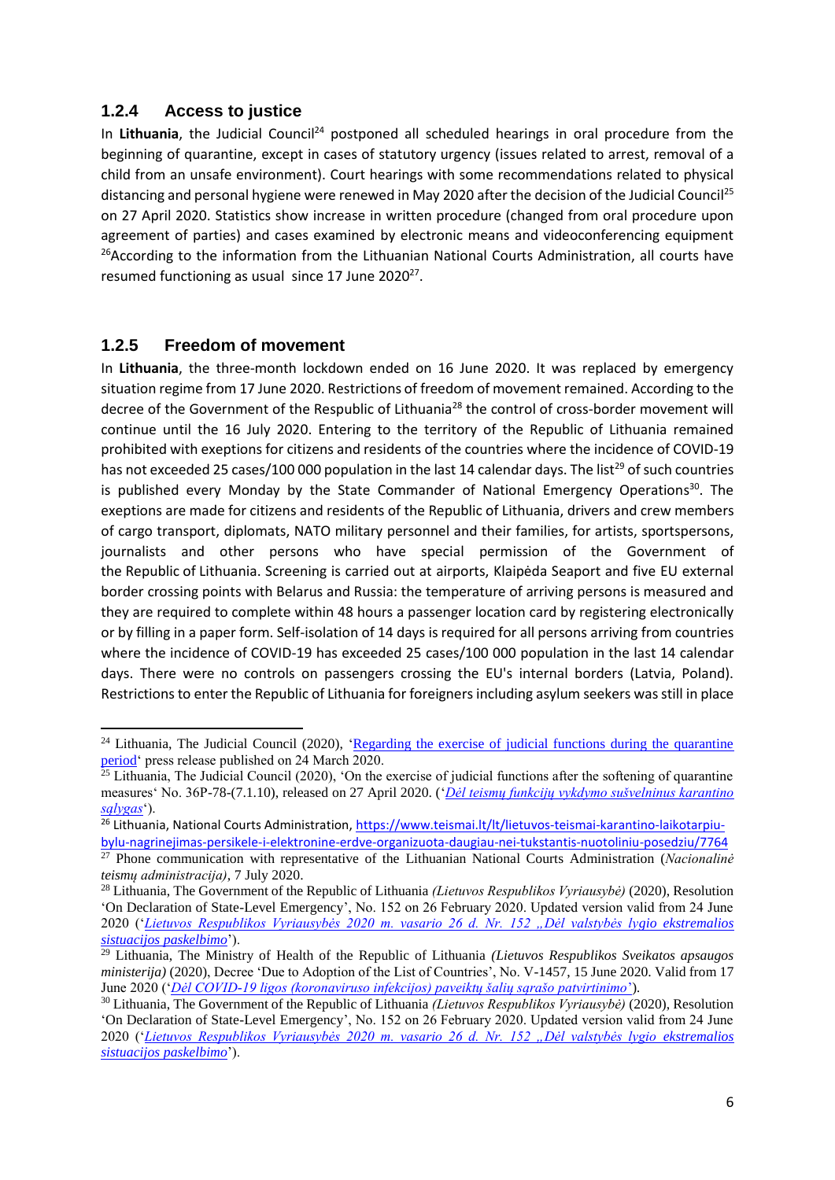### 1.2.4 Access to justice

In **Lithuania**, the Judicial Council[24] postponed all scheduled hearings in oral procedure from the beginning of quarantine, except in cases of statutory urgency (issues related to arrest, removal of a child from an unsafe environment). Court hearings with some recommendations related to physical distancing and personal hygiene were renewed in May 2020 after the decision of the Judicial Council[25] on 27 April 2020. Statistics show increase in written procedure (changed from oral procedure upon agreement of parties) and cases examined by electronic means and videoconferencing equipment [26]According to the information from the Lithuanian National Courts Administration, all courts have resumed functioning as usual since 17 June 2020[27].

### 1.2.5 Freedom of movement

In **Lithuania**, the three-month lockdown ended on 16 June 2020. It was replaced by emergency situation regime from 17 June 2020. Restrictions of freedom of movement remained. According to the decree of the Government of the Respublic of Lithuania[28] the control of cross-border movement will continue until the 16 July 2020. Entering to the territory of the Republic of Lithuania remained prohibited with exeptions for citizens and residents of the countries where the incidence of COVID-19 has not exceeded 25 cases/100 000 population in the last 14 calendar days. The list[29] of such countries is published every Monday by the State Commander of National Emergency Operations[30]. The exeptions are made for citizens and residents of the Republic of Lithuania, drivers and crew members of cargo transport, diplomats, NATO military personnel and their families, for artists, sportspersons, journalists and other persons who have special permission of the Government of the Republic of Lithuania. Screening is carried out at airports, Klaipėda Seaport and five EU external border crossing points with Belarus and Russia: the temperature of arriving persons is measured and they are required to complete within 48 hours a passenger location card by registering electronically or by filling in a paper form. Self-isolation of 14 days is required for all persons arriving from countries where the incidence of COVID-19 has exceeded 25 cases/100 000 population in the last 14 calendar days. There were no controls on passengers crossing the EU's internal borders (Latvia, Poland). Restrictions to enter the Republic of Lithuania for foreigners including asylum seekers was still in place

---

[24] Lithuania, The Judicial Council (2020), 'Regarding the exercise of judicial functions during the quarantine period' press release published on 24 March 2020.

[25] Lithuania, The Judicial Council (2020), 'On the exercise of judicial functions after the softening of quarantine measures' No. 36P-78-(7.1.10), released on 27 April 2020. ('*Dėl teismų funkcijų vykdymo sušvelninus karantino sąlygas*').

[26] Lithuania, National Courts Administration, https://www.teismai.lt/lt/lietuvos-teismai-karantino-laikotarpiu-bylu-nagrinejimas-persikele-i-elektronine-erdve-organizuota-daugiau-nei-tukstantis-nuotoliniu-posedziu/7764

[27] Phone communication with representative of the Lithuanian National Courts Administration (*Nacionalinė teismų administracija)*, 7 July 2020.

[28] Lithuania, The Government of the Republic of Lithuania *(Lietuvos Respublikos Vyriausybė)* (2020), Resolution 'On Declaration of State-Level Emergency', No. 152 on 26 February 2020. Updated version valid from 24 June 2020 ('*Lietuvos Respublikos Vyriausybės 2020 m. vasario 26 d. Nr. 152 „Dėl valstybės lygio ekstremalios sistuacijos paskelbimo*').

[29] Lithuania, The Ministry of Health of the Republic of Lithuania *(Lietuvos Respublikos Sveikatos apsaugos ministerija)* (2020), Decree 'Due to Adoption of the List of Countries', No. V-1457, 15 June 2020. Valid from 17 June 2020 ('*Dėl COVID-19 ligos (koronaviruso infekcijos) paveiktų šalių sąrašo patvirtinimo*').

[30] Lithuania, The Government of the Republic of Lithuania *(Lietuvos Respublikos Vyriausybė)* (2020), Resolution 'On Declaration of State-Level Emergency', No. 152 on 26 February 2020. Updated version valid from 24 June 2020 ('*Lietuvos Respublikos Vyriausybės 2020 m. vasario 26 d. Nr. 152 „Dėl valstybės lygio ekstremalios sistuacijos paskelbimo*').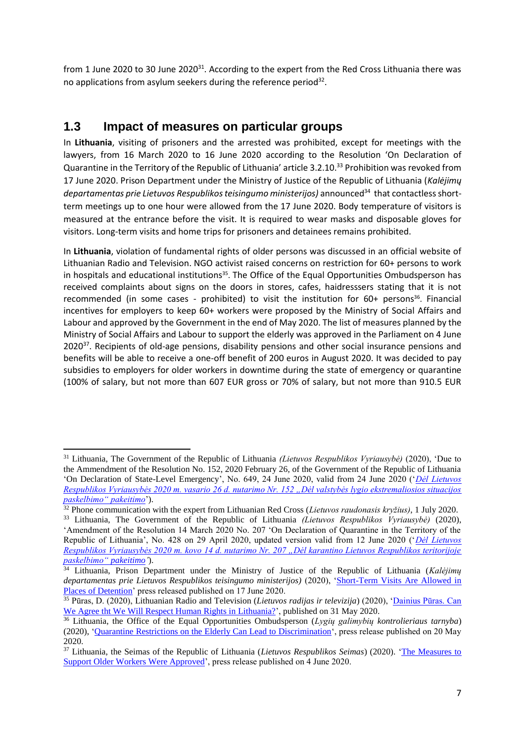from 1 June 2020 to 30 June 2020[31]. According to the expert from the Red Cross Lithuania there was no applications from asylum seekers during the reference period[32].

## 1.3 Impact of measures on particular groups

In **Lithuania**, visiting of prisoners and the arrested was prohibited, except for meetings with the lawyers, from 16 March 2020 to 16 June 2020 according to the Resolution 'On Declaration of Quarantine in the Territory of the Republic of Lithuania' article 3.2.10.[33] Prohibition was revoked from 17 June 2020. Prison Department under the Ministry of Justice of the Republic of Lithuania (*Kalėjimų departamentas prie Lietuvos Respublikos teisingumo ministerijos)* announced[34] that contactless short-term meetings up to one hour were allowed from the 17 June 2020. Body temperature of visitors is measured at the entrance before the visit. It is required to wear masks and disposable gloves for visitors. Long-term visits and home trips for prisoners and detainees remains prohibited.

In **Lithuania**, violation of fundamental rights of older persons was discussed in an official website of Lithuanian Radio and Television. NGO activist raised concerns on restriction for 60+ persons to work in hospitals and educational institutions[35]. The Office of the Equal Opportunities Ombudsperson has received complaints about signs on the doors in stores, cafes, haidresssers stating that it is not recommended (in some cases - prohibited) to visit the institution for 60+ persons[36]. Financial incentives for employers to keep 60+ workers were proposed by the Ministry of Social Affairs and Labour and approved by the Government in the end of May 2020. The list of measures planned by the Ministry of Social Affairs and Labour to support the elderly was approved in the Parliament on 4 June 2020[37]. Recipients of old-age pensions, disability pensions and other social insurance pensions and benefits will be able to receive a one-off benefit of 200 euros in August 2020. It was decided to pay subsidies to employers for older workers in downtime during the state of emergency or quarantine (100% of salary, but not more than 607 EUR gross or 70% of salary, but not more than 910.5 EUR

---

[31] Lithuania, The Government of the Republic of Lithuania *(Lietuvos Respublikos Vyriausybė)* (2020), 'Due to the Ammendment of the Resolution No. 152, 2020 February 26, of the Government of the Republic of Lithuania 'On Declaration of State-Level Emergency', No. 649, 24 June 2020, valid from 24 June 2020 ('*Dėl Lietuvos Respublikos Vyriausybės 2020 m. vasario 26 d. nutarimo Nr. 152 „Dėl valstybės lygio ekstremaliosios situacijos paskelbimo" pakeitimo*').

[32] Phone communication with the expert from Lithuanian Red Cross (*Lietuvos raudonasis kryžius)*, 1 July 2020.

[33] Lithuania, The Government of the Republic of Lithuania *(Lietuvos Respublikos Vyriausybė)* (2020), 'Amendment of the Resolution 14 March 2020 No. 207 'On Declaration of Quarantine in the Territory of the Republic of Lithuania', No. 428 on 29 April 2020, updated version valid from 12 June 2020 ('*Dėl Lietuvos Respublikos Vyriausybės 2020 m. kovo 14 d. nutarimo Nr. 207 „Dėl karantino Lietuvos Respublikos teritorijoje paskelbimo" pakeitimo*').

[34] Lithuania, Prison Department under the Ministry of Justice of the Republic of Lithuania (*Kalėjimų departamentas prie Lietuvos Respublikos teisingumo ministerijos)* (2020), 'Short-Term Visits Are Allowed in Places of Detention' press released published on 17 June 2020.

[35] Pūras, D. (2020), Lithuanian Radio and Television (*Lietuvos radijas ir televizija*) (2020), 'Dainius Pūras. Can We Agree tht We Will Respect Human Rights in Lithuania?', published on 31 May 2020.

[36] Lithuania, the Office of the Equal Opportunities Ombudsperson (*Lygių galimybių kontrolieriaus tarnyba*) (2020), 'Quarantine Restrictions on the Elderly Can Lead to Discrimination', press release published on 20 May 2020.

[37] Lithuania, the Seimas of the Republic of Lithuania (*Lietuvos Respublikos Seimas*) (2020). 'The Measures to Support Older Workers Were Approved', press release published on 4 June 2020.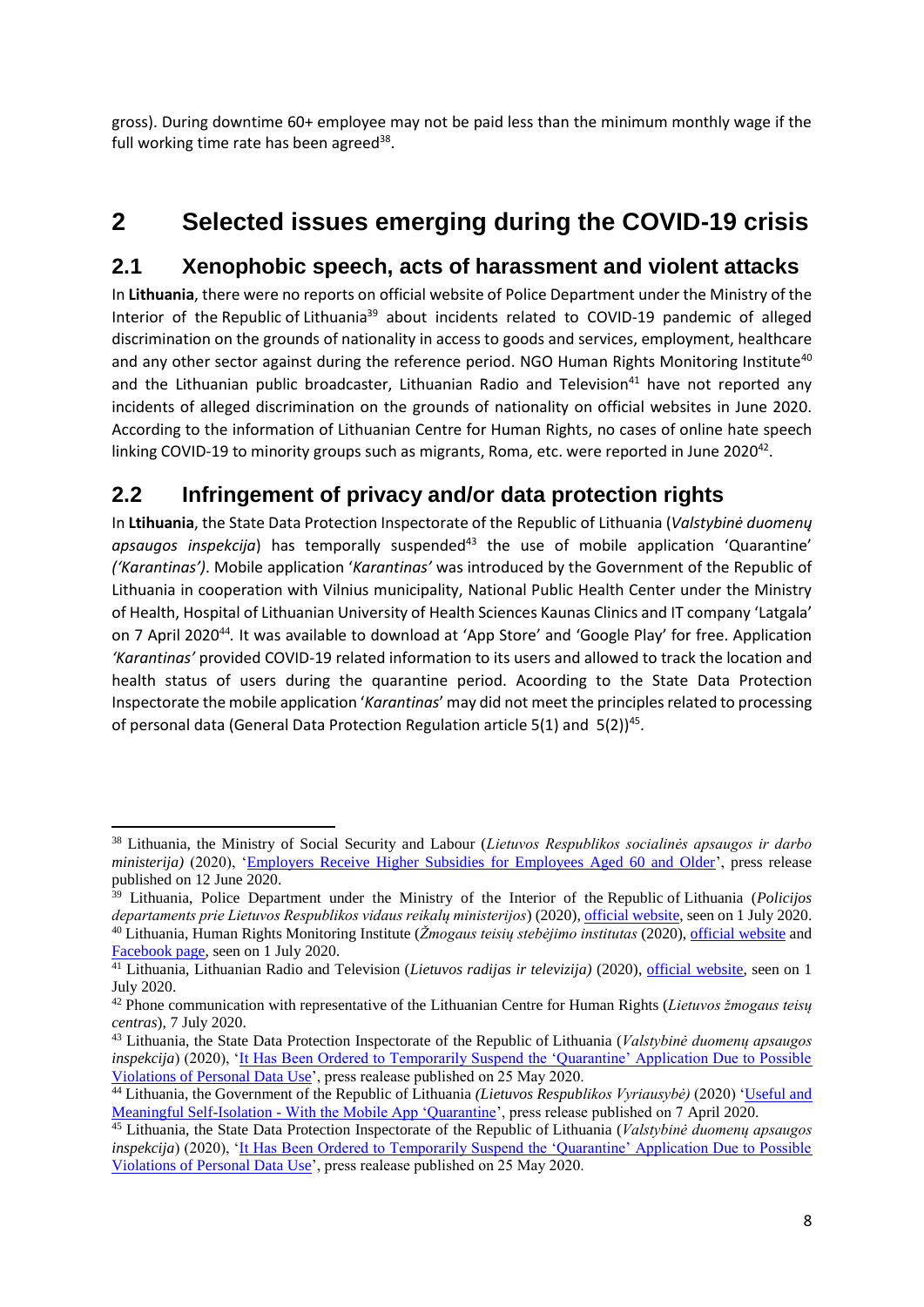gross). During downtime 60+ employee may not be paid less than the minimum monthly wage if the full working time rate has been agreed[38].

# 2 Selected issues emerging during the COVID-19 crisis

## 2.1 Xenophobic speech, acts of harassment and violent attacks

In **Lithuania**, there were no reports on official website of Police Department under the Ministry of the Interior of the Republic of Lithuania[39] about incidents related to COVID-19 pandemic of alleged discrimination on the grounds of nationality in access to goods and services, employment, healthcare and any other sector against during the reference period. NGO Human Rights Monitoring Institute[40] and the Lithuanian public broadcaster, Lithuanian Radio and Television[41] have not reported any incidents of alleged discrimination on the grounds of nationality on official websites in June 2020. According to the information of Lithuanian Centre for Human Rights, no cases of online hate speech linking COVID-19 to minority groups such as migrants, Roma, etc. were reported in June 2020[42].

## 2.2 Infringement of privacy and/or data protection rights

In **Ltihuania**, the State Data Protection Inspectorate of the Republic of Lithuania (*Valstybinė duomenų apsaugos inspekcija*) has temporally suspended[43] the use of mobile application 'Quarantine' *('Karantinas')*. Mobile application '*Karantinas'* was introduced by the Government of the Republic of Lithuania in cooperation with Vilnius municipality, National Public Health Center under the Ministry of Health, Hospital of Lithuanian University of Health Sciences Kaunas Clinics and IT company 'Latgala' on 7 April 2020[44]. It was available to download at 'App Store' and 'Google Play' for free. Application *'Karantinas'* provided COVID-19 related information to its users and allowed to track the location and health status of users during the quarantine period. Acoording to the State Data Protection Inspectorate the mobile application '*Karantinas*' may did not meet the principles related to processing of personal data (General Data Protection Regulation article 5(1) and 5(2))[45].

---

[38] Lithuania, the Ministry of Social Security and Labour (*Lietuvos Respublikos socialinės apsaugos ir darbo ministerija)* (2020), 'Employers Receive Higher Subsidies for Employees Aged 60 and Older', press release published on 12 June 2020.

[39] Lithuania, Police Department under the Ministry of the Interior of the Republic of Lithuania (*Policijos departamentas prie Lietuvos Respublikos vidaus reikalų ministerijos*) (2020), official website, seen on 1 July 2020.

[40] Lithuania, Human Rights Monitoring Institute (*Žmogaus teisių stebėjimo institutas* (2020), official website and Facebook page, seen on 1 July 2020.

[41] Lithuania, Lithuanian Radio and Television (*Lietuvos radijas ir televizija)* (2020), official website, seen on 1 July 2020.

[42] Phone communication with representative of the Lithuanian Centre for Human Rights (*Lietuvos žmogaus teisų centras*), 7 July 2020.

[43] Lithuania, the State Data Protection Inspectorate of the Republic of Lithuania (*Valstybinė duomenų apsaugos inspekcija*) (2020), 'It Has Been Ordered to Temporarily Suspend the 'Quarantine' Application Due to Possible Violations of Personal Data Use', press realease published on 25 May 2020.

[44] Lithuania, the Government of the Republic of Lithuania *(Lietuvos Respublikos Vyriausybė)* (2020) 'Useful and Meaningful Self-Isolation - With the Mobile App 'Quarantine'', press release published on 7 April 2020.

[45] Lithuania, the State Data Protection Inspectorate of the Republic of Lithuania (*Valstybinė duomenų apsaugos inspekcija*) (2020), 'It Has Been Ordered to Temporarily Suspend the 'Quarantine' Application Due to Possible Violations of Personal Data Use', press realease published on 25 May 2020.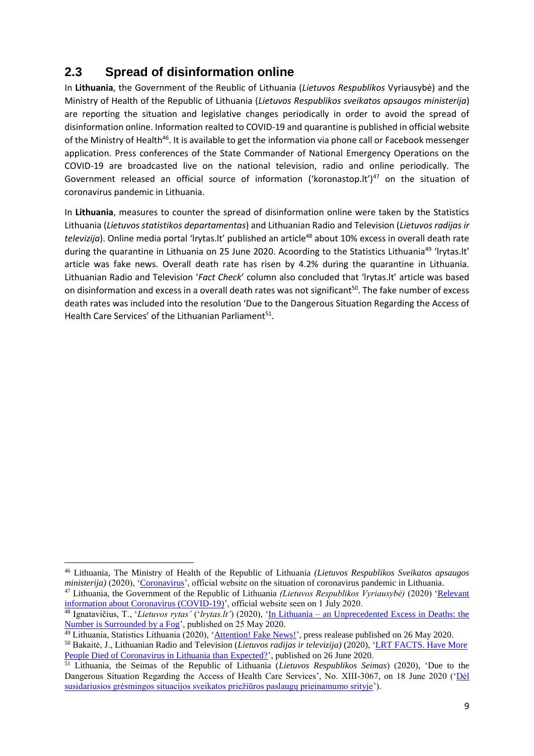## 2.3 Spread of disinformation online

In **Lithuania**, the Government of the Reublic of Lithuania (*Lietuvos Respublikos* Vyriausybė) and the Ministry of Health of the Republic of Lithuania (*Lietuvos Respublikos sveikatos apsaugos ministerija*) are reporting the situation and legislative changes periodically in order to avoid the spread of disinformation online. Information realted to COVID-19 and quarantine is published in official website of the Ministry of Health[46]. It is available to get the information via phone call or Facebook messenger application. Press conferences of the State Commander of National Emergency Operations on the COVID-19 are broadcasted live on the national television, radio and online periodically. The Government released an official source of information ('koronastop.lt')[47] on the situation of coronavirus pandemic in Lithuania.

In **Lithuania**, measures to counter the spread of disinformation online were taken by the Statistics Lithuania (*Lietuvos statistikos departamentas*) and Lithuanian Radio and Television (*Lietuvos radijas ir televizija*). Online media portal 'lrytas.lt' published an article[48] about 10% excess in overall death rate during the quarantine in Lithuania on 25 June 2020. Acoording to the Statistics Lithuania[49] 'lrytas.lt' article was fake news. Overall death rate has risen by 4.2% during the quarantine in Lithuania. Lithuanian Radio and Television '*Fact Check*' column also concluded that 'lrytas.lt' article was based on disinformation and excess in a overall death rates was not significant[50]. The fake number of excess death rates was included into the resolution 'Due to the Dangerous Situation Regarding the Access of Health Care Services' of the Lithuanian Parliament[51].

---

[46] Lithuania, The Ministry of Health of the Republic of Lithuania *(Lietuvos Respublikos Sveikatos apsaugos ministerija)* (2020), 'Coronavirus', official website on the situation of coronavirus pandemic in Lithuania.

[47] Lithuania, the Government of the Republic of Lithuania *(Lietuvos Respublikos Vyriausybė)* (2020) 'Relevant information about Coronavirus (COVID-19)', official website seen on 1 July 2020.

[48] Ignatavičius, T., '*Lietuvos rytas'* ('*lrytas.lt'*) (2020), 'In Lithuania – an Unprecedented Excess in Deaths: the Number is Surrounded by a Fog', published on 25 May 2020.

[49] Lithuania, Statistics Lithuania (2020), 'Attention! Fake News!', press realease published on 26 May 2020.

[50] Bakaitė, J., Lithuanian Radio and Television (*Lietuvos radijas ir televizija)* (2020), 'LRT FACTS. Have More People Died of Coronavirus in Lithuania than Expected?', published on 26 June 2020.

[51] Lithuania, the Seimas of the Republic of Lithuania (*Lietuvos Respublikos Seimas*) (2020), 'Due to the Dangerous Situation Regarding the Access of Health Care Services', No. XIII-3067, on 18 June 2020 ('Dėl susidariusios grėsmingos situacijos sveikatos priežiūros paslaugų prieinamumo srityje').